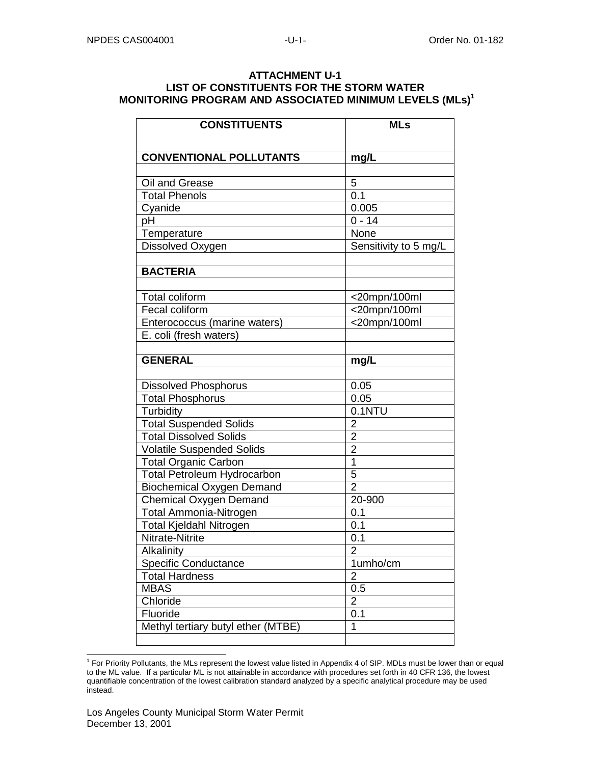# ATTACHMENT U-1
## LIST OF CONSTITUENTS FOR THE STORM WATER MONITORING PROGRAM AND ASSOCIATED MINIMUM LEVELS (MLs)[1]

| CONSTITUENTS | MLs |
|---|---|
| **CONVENTIONAL POLLUTANTS** | **mg/L** |
| | |
| Oil and Grease | 5 |
| Total Phenols | 0.1 |
| Cyanide | 0.005 |
| pH | 0 - 14 |
| Temperature | None |
| Dissolved Oxygen | Sensitivity to 5 mg/L |
| | |
| **BACTERIA** | |
| | |
| Total coliform | <20mpn/100ml |
| Fecal coliform | <20mpn/100ml |
| Enterococcus (marine waters) | <20mpn/100ml |
| E. coli (fresh waters) | |
| | |
| **GENERAL** | **mg/L** |
| | |
| Dissolved Phosphorus | 0.05 |
| Total Phosphorus | 0.05 |
| Turbidity | 0.1NTU |
| Total Suspended Solids | 2 |
| Total Dissolved Solids | 2 |
| Volatile Suspended Solids | 2 |
| Total Organic Carbon | 1 |
| Total Petroleum Hydrocarbon | 5 |
| Biochemical Oxygen Demand | 2 |
| Chemical Oxygen Demand | 20-900 |
| Total Ammonia-Nitrogen | 0.1 |
| Total Kjeldahl Nitrogen | 0.1 |
| Nitrate-Nitrite | 0.1 |
| Alkalinity | 2 |
| Specific Conductance | 1umho/cm |
| Total Hardness | 2 |
| MBAS | 0.5 |
| Chloride | 2 |
| Fluoride | 0.1 |
| Methyl tertiary butyl ether (MTBE) | 1 |
| | |

[1] For Priority Pollutants, the MLs represent the lowest value listed in Appendix 4 of SIP. MDLs must be lower than or equal to the ML value. If a particular ML is not attainable in accordance with procedures set forth in 40 CFR 136, the lowest quantifiable concentration of the lowest calibration standard analyzed by a specific analytical procedure may be used instead.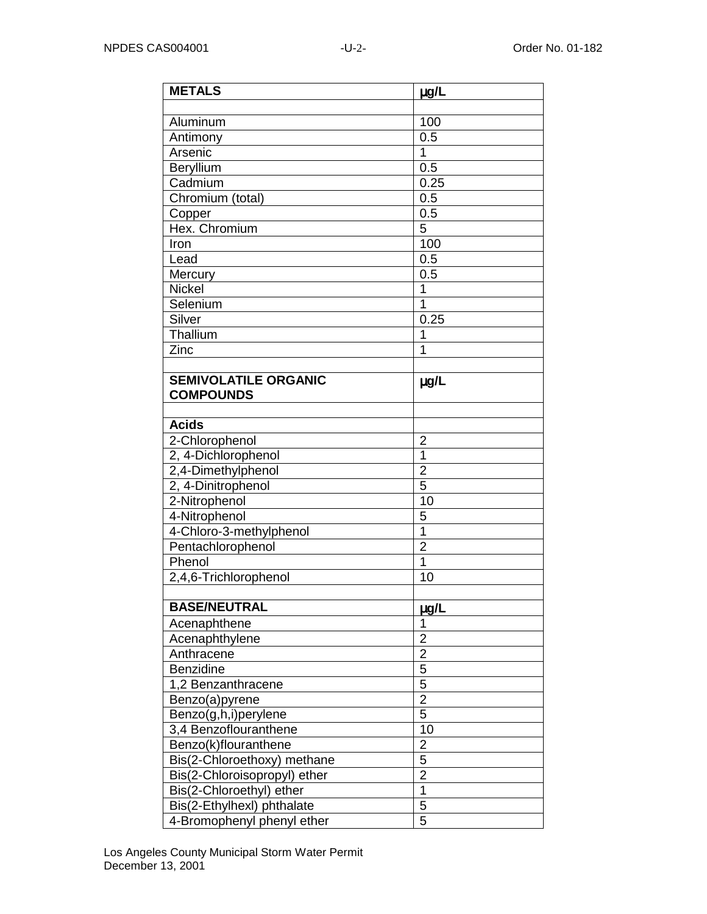| **METALS** | **µg/L** |
|---|---|
| | |
| Aluminum | 100 |
| Antimony | 0.5 |
| Arsenic | 1 |
| Beryllium | 0.5 |
| Cadmium | 0.25 |
| Chromium (total) | 0.5 |
| Copper | 0.5 |
| Hex. Chromium | 5 |
| Iron | 100 |
| Lead | 0.5 |
| Mercury | 0.5 |
| Nickel | 1 |
| Selenium | 1 |
| Silver | 0.25 |
| Thallium | 1 |
| Zinc | 1 |
| | |
| **SEMIVOLATILE ORGANIC COMPOUNDS** | **µg/L** |
| | |
| **Acids** | |
| 2-Chlorophenol | 2 |
| 2, 4-Dichlorophenol | 1 |
| 2,4-Dimethylphenol | 2 |
| 2, 4-Dinitrophenol | 5 |
| 2-Nitrophenol | 10 |
| 4-Nitrophenol | 5 |
| 4-Chloro-3-methylphenol | 1 |
| Pentachlorophenol | 2 |
| Phenol | 1 |
| 2,4,6-Trichlorophenol | 10 |
| | |
| **BASE/NEUTRAL** | **µg/L** |
| Acenaphthene | 1 |
| Acenaphthylene | 2 |
| Anthracene | 2 |
| Benzidine | 5 |
| 1,2 Benzanthracene | 5 |
| Benzo(a)pyrene | 2 |
| Benzo(g,h,i)perylene | 5 |
| 3,4 Benzoflouranthene | 10 |
| Benzo(k)flouranthene | 2 |
| Bis(2-Chloroethoxy) methane | 5 |
| Bis(2-Chloroisopropyl) ether | 2 |
| Bis(2-Chloroethyl) ether | 1 |
| Bis(2-Ethylhexl) phthalate | 5 |
| 4-Bromophenyl phenyl ether | 5 |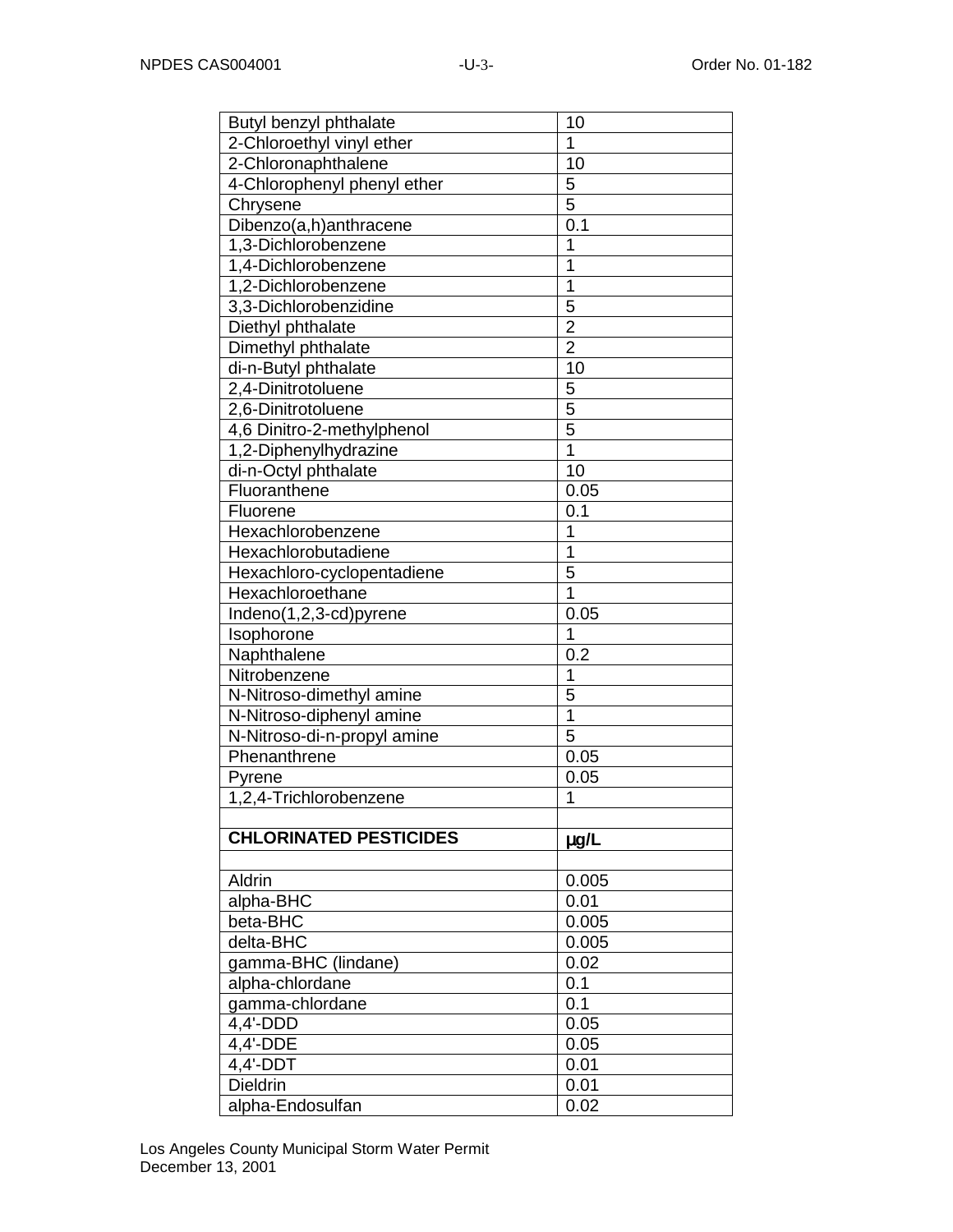| | |
|---|---|
| Butyl benzyl phthalate | 10 |
| 2-Chloroethyl vinyl ether | 1 |
| 2-Chloronaphthalene | 10 |
| 4-Chlorophenyl phenyl ether | 5 |
| Chrysene | 5 |
| Dibenzo(a,h)anthracene | 0.1 |
| 1,3-Dichlorobenzene | 1 |
| 1,4-Dichlorobenzene | 1 |
| 1,2-Dichlorobenzene | 1 |
| 3,3-Dichlorobenzidine | 5 |
| Diethyl phthalate | 2 |
| Dimethyl phthalate | 2 |
| di-n-Butyl phthalate | 10 |
| 2,4-Dinitrotoluene | 5 |
| 2,6-Dinitrotoluene | 5 |
| 4,6 Dinitro-2-methylphenol | 5 |
| 1,2-Diphenylhydrazine | 1 |
| di-n-Octyl phthalate | 10 |
| Fluoranthene | 0.05 |
| Fluorene | 0.1 |
| Hexachlorobenzene | 1 |
| Hexachlorobutadiene | 1 |
| Hexachloro-cyclopentadiene | 5 |
| Hexachloroethane | 1 |
| Indeno(1,2,3-cd)pyrene | 0.05 |
| Isophorone | 1 |
| Naphthalene | 0.2 |
| Nitrobenzene | 1 |
| N-Nitroso-dimethyl amine | 5 |
| N-Nitroso-diphenyl amine | 1 |
| N-Nitroso-di-n-propyl amine | 5 |
| Phenanthrene | 0.05 |
| Pyrene | 0.05 |
| 1,2,4-Trichlorobenzene | 1 |
| | |
| **CHLORINATED PESTICIDES** | **μg/L** |
| | |
| Aldrin | 0.005 |
| alpha-BHC | 0.01 |
| beta-BHC | 0.005 |
| delta-BHC | 0.005 |
| gamma-BHC (lindane) | 0.02 |
| alpha-chlordane | 0.1 |
| gamma-chlordane | 0.1 |
| 4,4'-DDD | 0.05 |
| 4,4'-DDE | 0.05 |
| 4,4'-DDT | 0.01 |
| Dieldrin | 0.01 |
| alpha-Endosulfan | 0.02 |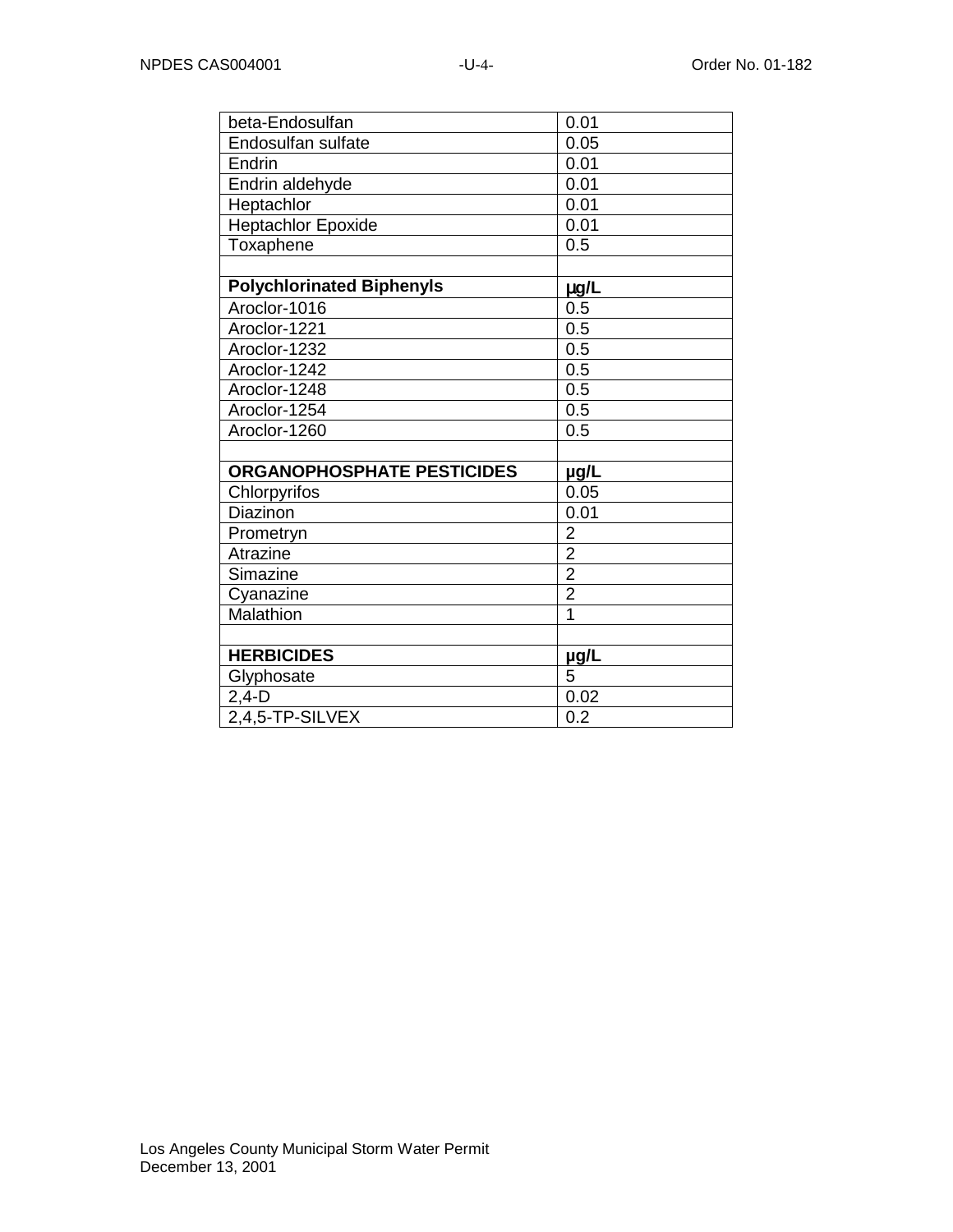| | |
|---|---|
| beta-Endosulfan | 0.01 |
| Endosulfan sulfate | 0.05 |
| Endrin | 0.01 |
| Endrin aldehyde | 0.01 |
| Heptachlor | 0.01 |
| Heptachlor Epoxide | 0.01 |
| Toxaphene | 0.5 |
| | |
| **Polychlorinated Biphenyls** | **µg/L** |
| Aroclor-1016 | 0.5 |
| Aroclor-1221 | 0.5 |
| Aroclor-1232 | 0.5 |
| Aroclor-1242 | 0.5 |
| Aroclor-1248 | 0.5 |
| Aroclor-1254 | 0.5 |
| Aroclor-1260 | 0.5 |
| | |
| **ORGANOPHOSPHATE PESTICIDES** | **µg/L** |
| Chlorpyrifos | 0.05 |
| Diazinon | 0.01 |
| Prometryn | 2 |
| Atrazine | 2 |
| Simazine | 2 |
| Cyanazine | 2 |
| Malathion | 1 |
| | |
| **HERBICIDES** | **µg/L** |
| Glyphosate | 5 |
| 2,4-D | 0.02 |
| 2,4,5-TP-SILVEX | 0.2 |